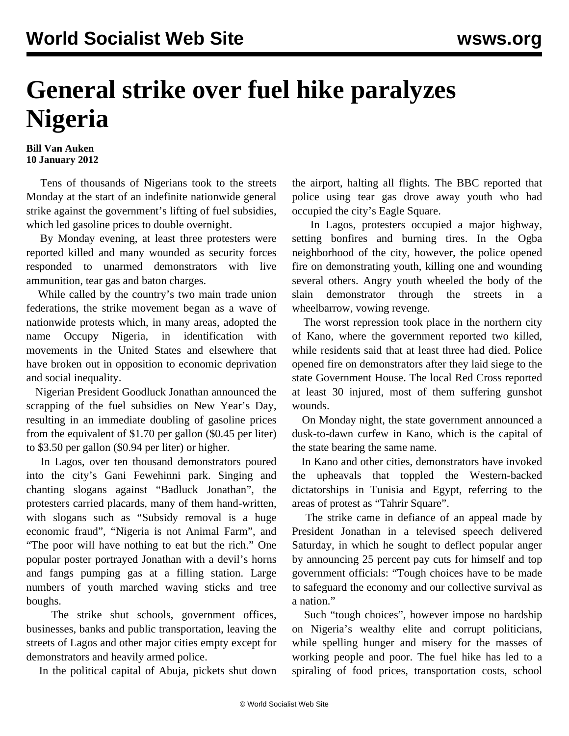# General strike over fuel hike paralyzes Nigeria

**Bill Van Auken**
**10 January 2012**

Tens of thousands of Nigerians took to the streets Monday at the start of an indefinite nationwide general strike against the government's lifting of fuel subsidies, which led gasoline prices to double overnight.

By Monday evening, at least three protesters were reported killed and many wounded as security forces responded to unarmed demonstrators with live ammunition, tear gas and baton charges.

While called by the country's two main trade union federations, the strike movement began as a wave of nationwide protests which, in many areas, adopted the name Occupy Nigeria, in identification with movements in the United States and elsewhere that have broken out in opposition to economic deprivation and social inequality.

Nigerian President Goodluck Jonathan announced the scrapping of the fuel subsidies on New Year's Day, resulting in an immediate doubling of gasoline prices from the equivalent of $1.70 per gallon ($0.45 per liter) to $3.50 per gallon ($0.94 per liter) or higher.

In Lagos, over ten thousand demonstrators poured into the city's Gani Fewehinni park. Singing and chanting slogans against "Badluck Jonathan", the protesters carried placards, many of them hand-written, with slogans such as "Subsidy removal is a huge economic fraud", "Nigeria is not Animal Farm", and "The poor will have nothing to eat but the rich." One popular poster portrayed Jonathan with a devil's horns and fangs pumping gas at a filling station. Large numbers of youth marched waving sticks and tree boughs.

The strike shut schools, government offices, businesses, banks and public transportation, leaving the streets of Lagos and other major cities empty except for demonstrators and heavily armed police.

In the political capital of Abuja, pickets shut down the airport, halting all flights. The BBC reported that police using tear gas drove away youth who had occupied the city's Eagle Square.

In Lagos, protesters occupied a major highway, setting bonfires and burning tires. In the Ogba neighborhood of the city, however, the police opened fire on demonstrating youth, killing one and wounding several others. Angry youth wheeled the body of the slain demonstrator through the streets in a wheelbarrow, vowing revenge.

The worst repression took place in the northern city of Kano, where the government reported two killed, while residents said that at least three had died. Police opened fire on demonstrators after they laid siege to the state Government House. The local Red Cross reported at least 30 injured, most of them suffering gunshot wounds.

On Monday night, the state government announced a dusk-to-dawn curfew in Kano, which is the capital of the state bearing the same name.

In Kano and other cities, demonstrators have invoked the upheavals that toppled the Western-backed dictatorships in Tunisia and Egypt, referring to the areas of protest as "Tahrir Square".

The strike came in defiance of an appeal made by President Jonathan in a televised speech delivered Saturday, in which he sought to deflect popular anger by announcing 25 percent pay cuts for himself and top government officials: "Tough choices have to be made to safeguard the economy and our collective survival as a nation."

Such "tough choices", however impose no hardship on Nigeria's wealthy elite and corrupt politicians, while spelling hunger and misery for the masses of working people and poor. The fuel hike has led to a spiraling of food prices, transportation costs, school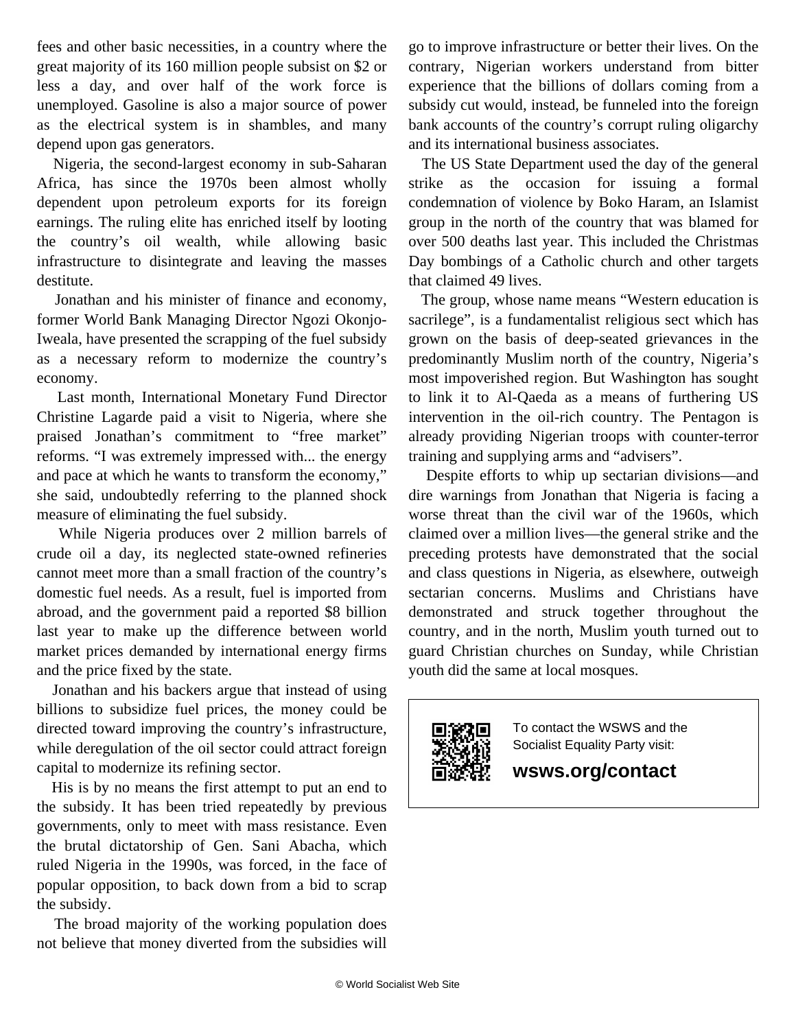fees and other basic necessities, in a country where the great majority of its 160 million people subsist on $2 or less a day, and over half of the work force is unemployed. Gasoline is also a major source of power as the electrical system is in shambles, and many depend upon gas generators.

Nigeria, the second-largest economy in sub-Saharan Africa, has since the 1970s been almost wholly dependent upon petroleum exports for its foreign earnings. The ruling elite has enriched itself by looting the country's oil wealth, while allowing basic infrastructure to disintegrate and leaving the masses destitute.

Jonathan and his minister of finance and economy, former World Bank Managing Director Ngozi Okonjo-Iweala, have presented the scrapping of the fuel subsidy as a necessary reform to modernize the country's economy.

Last month, International Monetary Fund Director Christine Lagarde paid a visit to Nigeria, where she praised Jonathan's commitment to "free market" reforms. "I was extremely impressed with... the energy and pace at which he wants to transform the economy," she said, undoubtedly referring to the planned shock measure of eliminating the fuel subsidy.

While Nigeria produces over 2 million barrels of crude oil a day, its neglected state-owned refineries cannot meet more than a small fraction of the country's domestic fuel needs. As a result, fuel is imported from abroad, and the government paid a reported $8 billion last year to make up the difference between world market prices demanded by international energy firms and the price fixed by the state.

Jonathan and his backers argue that instead of using billions to subsidize fuel prices, the money could be directed toward improving the country's infrastructure, while deregulation of the oil sector could attract foreign capital to modernize its refining sector.

His is by no means the first attempt to put an end to the subsidy. It has been tried repeatedly by previous governments, only to meet with mass resistance. Even the brutal dictatorship of Gen. Sani Abacha, which ruled Nigeria in the 1990s, was forced, in the face of popular opposition, to back down from a bid to scrap the subsidy.

The broad majority of the working population does not believe that money diverted from the subsidies will go to improve infrastructure or better their lives. On the contrary, Nigerian workers understand from bitter experience that the billions of dollars coming from a subsidy cut would, instead, be funneled into the foreign bank accounts of the country's corrupt ruling oligarchy and its international business associates.

The US State Department used the day of the general strike as the occasion for issuing a formal condemnation of violence by Boko Haram, an Islamist group in the north of the country that was blamed for over 500 deaths last year. This included the Christmas Day bombings of a Catholic church and other targets that claimed 49 lives.

The group, whose name means "Western education is sacrilege", is a fundamentalist religious sect which has grown on the basis of deep-seated grievances in the predominantly Muslim north of the country, Nigeria's most impoverished region. But Washington has sought to link it to Al-Qaeda as a means of furthering US intervention in the oil-rich country. The Pentagon is already providing Nigerian troops with counter-terror training and supplying arms and "advisers".

Despite efforts to whip up sectarian divisions—and dire warnings from Jonathan that Nigeria is facing a worse threat than the civil war of the 1960s, which claimed over a million lives—the general strike and the preceding protests have demonstrated that the social and class questions in Nigeria, as elsewhere, outweigh sectarian concerns. Muslims and Christians have demonstrated and struck together throughout the country, and in the north, Muslim youth turned out to guard Christian churches on Sunday, while Christian youth did the same at local mosques.

To contact the WSWS and the Socialist Equality Party visit:

**wsws.org/contact**